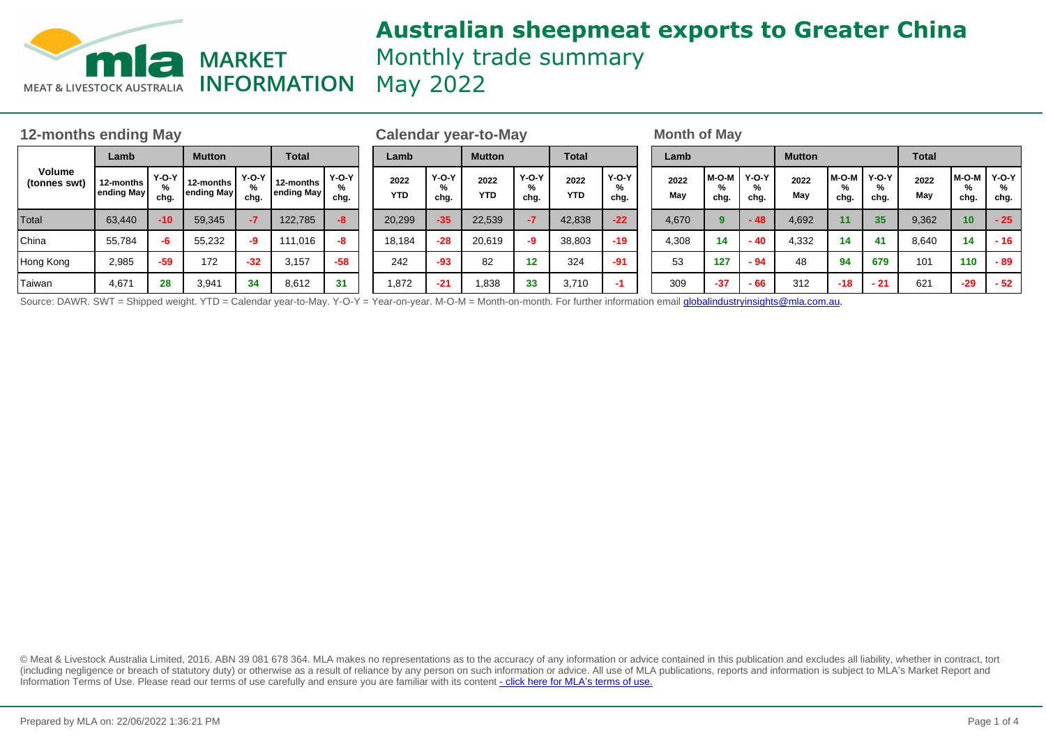# Australian sheepmeat exports to Greater China

Monthly trade summary

May 2022

## 12-months ending May

| Volume (tonnes swt) | Lamb | | Mutton | | Total | |
|---|---|---|---|---|---|---|
| | 12-months ending May | Y-O-Y % chg. | 12-months ending May | Y-O-Y % chg. | 12-months ending May | Y-O-Y % chg. |
| Total | 63,440 | -10 | 59,345 | -7 | 122,785 | -8 |
| China | 55,784 | -6 | 55,232 | -9 | 111,016 | -8 |
| Hong Kong | 2,985 | -59 | 172 | -32 | 3,157 | -58 |
| Taiwan | 4,671 | 28 | 3,941 | 34 | 8,612 | 31 |

## Calendar year-to-May

| Volume (tonnes swt) | Lamb | | Mutton | | Total | |
|---|---|---|---|---|---|---|
| | 2022 YTD | Y-O-Y % chg. | 2022 YTD | Y-O-Y % chg. | 2022 YTD | Y-O-Y % chg. |
| Total | 20,299 | -35 | 22,539 | -7 | 42,838 | -22 |
| China | 18,184 | -28 | 20,619 | -9 | 38,803 | -19 |
| Hong Kong | 242 | -93 | 82 | 12 | 324 | -91 |
| Taiwan | 1,872 | -21 | 1,838 | 33 | 3,710 | -1 |

## Month of May

| Volume (tonnes swt) | Lamb | | | Mutton | | | Total | | |
|---|---|---|---|---|---|---|---|---|---|
| | 2022 May | M-O-M % chg. | Y-O-Y % chg. | 2022 May | M-O-M % chg. | Y-O-Y % chg. | 2022 May | M-O-M % chg. | Y-O-Y % chg. |
| Total | 4,670 | 9 | - 48 | 4,692 | 11 | 35 | 9,362 | 10 | - 25 |
| China | 4,308 | 14 | - 40 | 4,332 | 14 | 41 | 8,640 | 14 | - 16 |
| Hong Kong | 53 | 127 | - 94 | 48 | 94 | 679 | 101 | 110 | - 89 |
| Taiwan | 309 | -37 | - 66 | 312 | -18 | - 21 | 621 | -29 | - 52 |

Source: DAWR. SWT = Shipped weight. YTD = Calendar year-to-May. Y-O-Y = Year-on-year. M-O-M = Month-on-month. For further information email globalindustryinsights@mla.com.au.

© Meat & Livestock Australia Limited, 2016. ABN 39 081 678 364. MLA makes no representations as to the accuracy of any information or advice contained in this publication and excludes all liability, whether in contract, tort (including negligence or breach of statutory duty) or otherwise as a result of reliance by any person on such information or advice. All use of MLA publications, reports and information is subject to MLA's Market Report and Information Terms of Use. Please read our terms of use carefully and ensure you are familiar with its content - click here for MLA's terms of use.

Prepared by MLA on: 22/06/2022 1:36:21 PM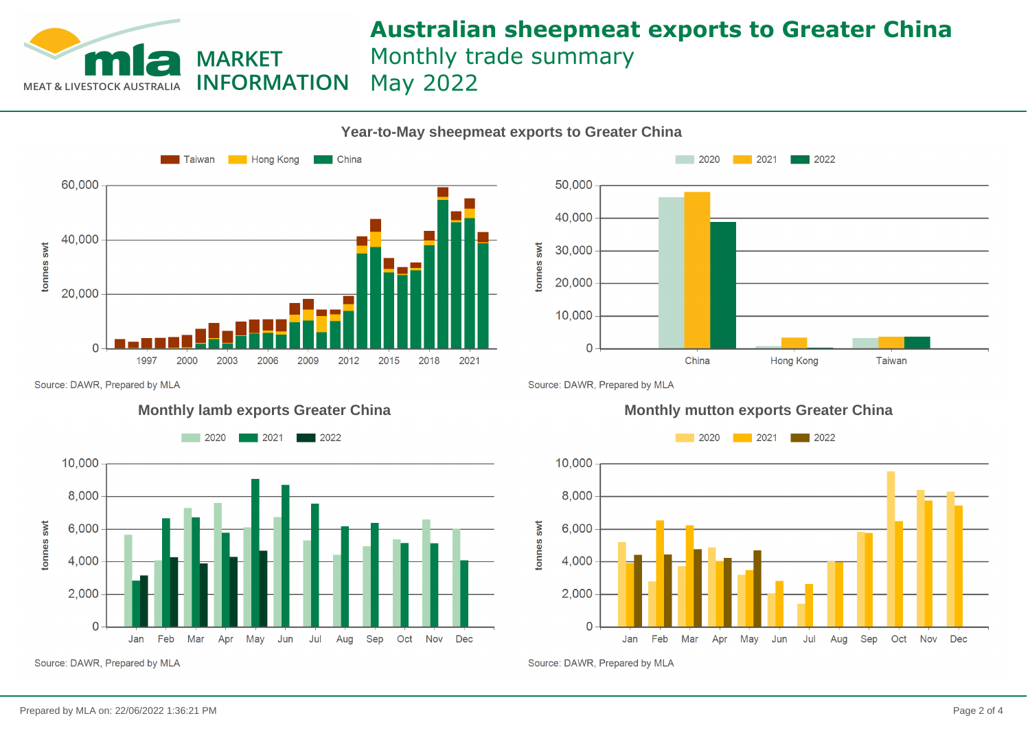# Australian sheepmeat exports to Greater China

Monthly trade summary

May 2022

## Year-to-May sheepmeat exports to Greater China

Taiwan | Hong Kong | China

tonnes swt

Source: DAWR, Prepared by MLA

2020 | 2021 | 2022

tonnes swt

China | Hong Kong | Taiwan

Source: DAWR, Prepared by MLA

## Monthly lamb exports Greater China

2020 | 2021 | 2022

tonnes swt

Source: DAWR, Prepared by MLA

## Monthly mutton exports Greater China

2020 | 2021 | 2022

tonnes swt

Source: DAWR, Prepared by MLA

Prepared by MLA on: 22/06/2022 1:36:21 PM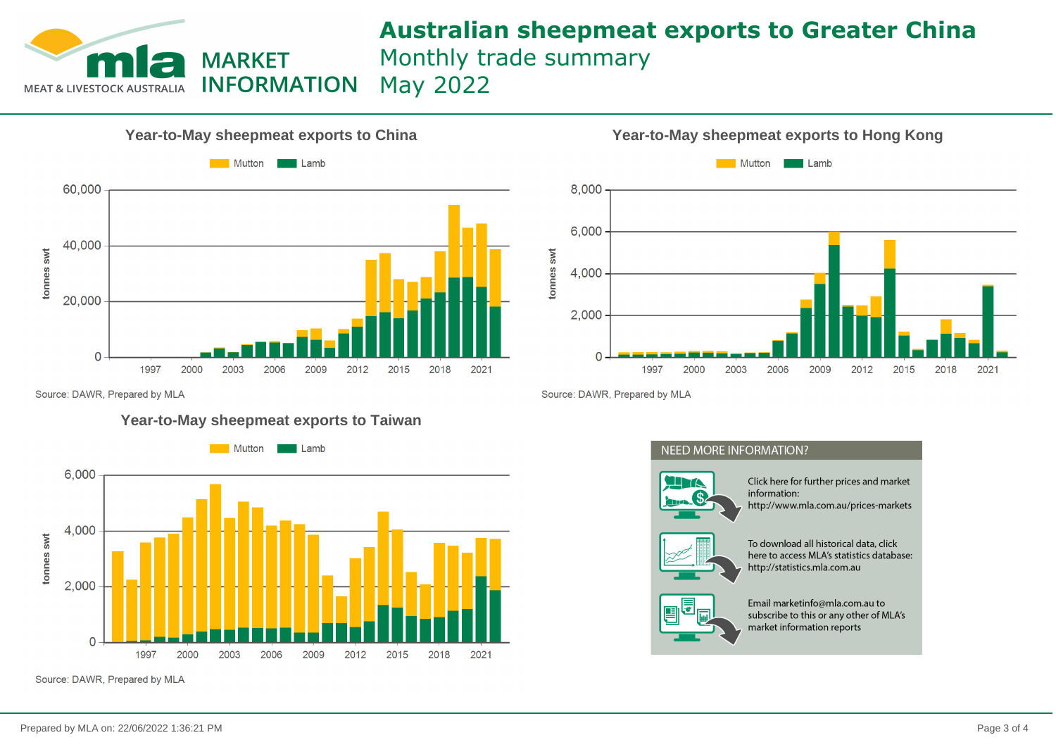# Australian sheepmeat exports to Greater China

Monthly trade summary

May 2022

MEAT & LIVESTOCK AUSTRALIA — MARKET INFORMATION

## Year-to-May sheepmeat exports to China

Mutton | Lamb

tonnes swt

Source: DAWR, Prepared by MLA

## Year-to-May sheepmeat exports to Hong Kong

Mutton | Lamb

tonnes swt

Source: DAWR, Prepared by MLA

## Year-to-May sheepmeat exports to Taiwan

Mutton | Lamb

tonnes swt

Source: DAWR, Prepared by MLA

## NEED MORE INFORMATION?

Click here for further prices and market information: http://www.mla.com.au/prices-markets

To download all historical data, click here to access MLA's statistics database: http://statistics.mla.com.au

Email marketinfo@mla.com.au to subscribe to this or any other of MLA's market information reports

Prepared by MLA on: 22/06/2022 1:36:21 PM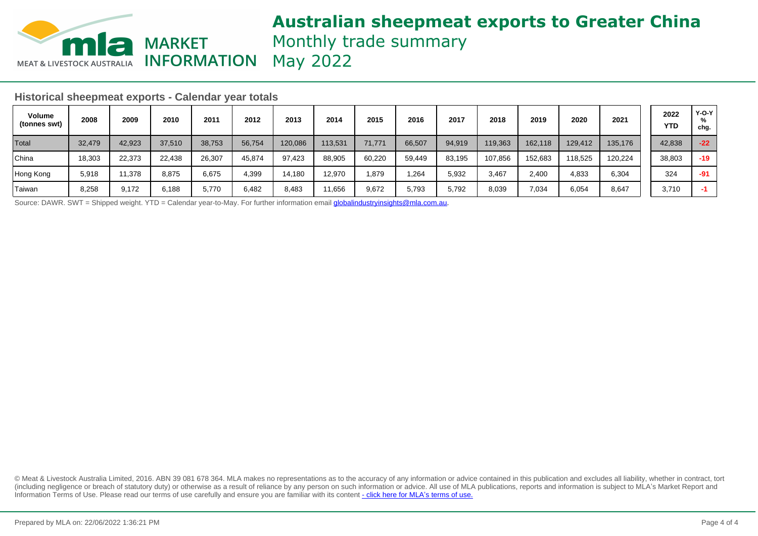# Australian sheepmeat exports to Greater China

Monthly trade summary

May 2022

MEAT & LIVESTOCK AUSTRALIA MARKET INFORMATION

### Historical sheepmeat exports - Calendar year totals

| Volume (tonnes swt) | 2008 | 2009 | 2010 | 2011 | 2012 | 2013 | 2014 | 2015 | 2016 | 2017 | 2018 | 2019 | 2020 | 2021 | 2022 YTD | Y-O-Y % chg. |
|---|---|---|---|---|---|---|---|---|---|---|---|---|---|---|---|---|
| Total | 32,479 | 42,923 | 37,510 | 38,753 | 56,754 | 120,086 | 113,531 | 71,771 | 66,507 | 94,919 | 119,363 | 162,118 | 129,412 | 135,176 | 42,838 | -22 |
| China | 18,303 | 22,373 | 22,438 | 26,307 | 45,874 | 97,423 | 88,905 | 60,220 | 59,449 | 83,195 | 107,856 | 152,683 | 118,525 | 120,224 | 38,803 | -19 |
| Hong Kong | 5,918 | 11,378 | 8,875 | 6,675 | 4,399 | 14,180 | 12,970 | 1,879 | 1,264 | 5,932 | 3,467 | 2,400 | 4,833 | 6,304 | 324 | -91 |
| Taiwan | 8,258 | 9,172 | 6,188 | 5,770 | 6,482 | 8,483 | 11,656 | 9,672 | 5,793 | 5,792 | 8,039 | 7,034 | 6,054 | 8,647 | 3,710 | -1 |

Source: DAWR. SWT = Shipped weight. YTD = Calendar year-to-May. For further information email globalindustryinsights@mla.com.au.

© Meat & Livestock Australia Limited, 2016. ABN 39 081 678 364. MLA makes no representations as to the accuracy of any information or advice contained in this publication and excludes all liability, whether in contract, tort (including negligence or breach of statutory duty) or otherwise as a result of reliance by any person on such information or advice. All use of MLA publications, reports and information is subject to MLA's Market Report and Information Terms of Use. Please read our terms of use carefully and ensure you are familiar with its content - click here for MLA's terms of use.

Prepared by MLA on: 22/06/2022 1:36:21 PM